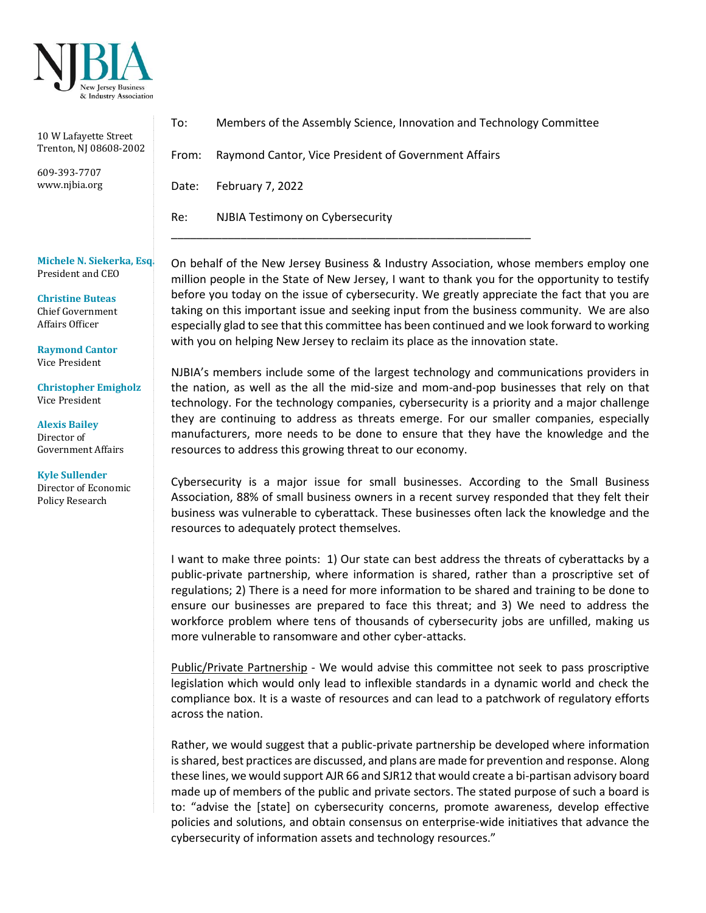NJBIA
New Jersey Business & Industry Association

10 W Lafayette Street
Trenton, NJ 08608-2002

609-393-7707
www.njbia.org

**Michele N. Siekerka, Esq.**
President and CEO

**Christine Buteas**
Chief Government Affairs Officer

**Raymond Cantor**
Vice President

**Christopher Emigholz**
Vice President

**Alexis Bailey**
Director of Government Affairs

**Kyle Sullender**
Director of Economic Policy Research

To: Members of the Assembly Science, Innovation and Technology Committee

From: Raymond Cantor, Vice President of Government Affairs

Date: February 7, 2022

Re: NJBIA Testimony on Cybersecurity

---

On behalf of the New Jersey Business & Industry Association, whose members employ one million people in the State of New Jersey, I want to thank you for the opportunity to testify before you today on the issue of cybersecurity. We greatly appreciate the fact that you are taking on this important issue and seeking input from the business community. We are also especially glad to see that this committee has been continued and we look forward to working with you on helping New Jersey to reclaim its place as the innovation state.

NJBIA's members include some of the largest technology and communications providers in the nation, as well as the all the mid-size and mom-and-pop businesses that rely on that technology. For the technology companies, cybersecurity is a priority and a major challenge they are continuing to address as threats emerge. For our smaller companies, especially manufacturers, more needs to be done to ensure that they have the knowledge and the resources to address this growing threat to our economy.

Cybersecurity is a major issue for small businesses. According to the Small Business Association, 88% of small business owners in a recent survey responded that they felt their business was vulnerable to cyberattack. These businesses often lack the knowledge and the resources to adequately protect themselves.

I want to make three points: 1) Our state can best address the threats of cyberattacks by a public-private partnership, where information is shared, rather than a proscriptive set of regulations; 2) There is a need for more information to be shared and training to be done to ensure our businesses are prepared to face this threat; and 3) We need to address the workforce problem where tens of thousands of cybersecurity jobs are unfilled, making us more vulnerable to ransomware and other cyber-attacks.

Public/Private Partnership - We would advise this committee not seek to pass proscriptive legislation which would only lead to inflexible standards in a dynamic world and check the compliance box. It is a waste of resources and can lead to a patchwork of regulatory efforts across the nation.

Rather, we would suggest that a public-private partnership be developed where information is shared, best practices are discussed, and plans are made for prevention and response. Along these lines, we would support AJR 66 and SJR12 that would create a bi-partisan advisory board made up of members of the public and private sectors. The stated purpose of such a board is to: "advise the [state] on cybersecurity concerns, promote awareness, develop effective policies and solutions, and obtain consensus on enterprise-wide initiatives that advance the cybersecurity of information assets and technology resources."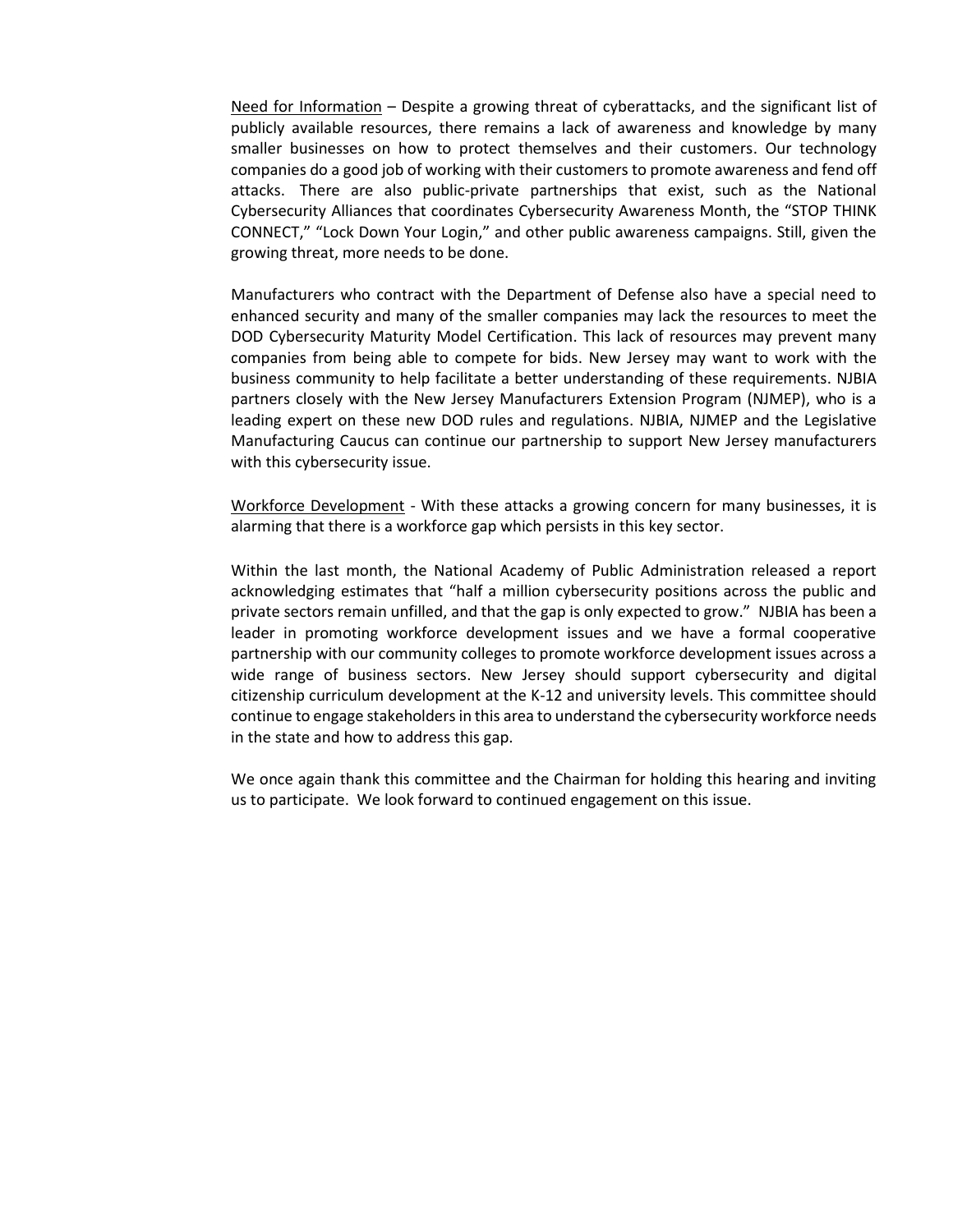<u>Need for Information</u> – Despite a growing threat of cyberattacks, and the significant list of publicly available resources, there remains a lack of awareness and knowledge by many smaller businesses on how to protect themselves and their customers. Our technology companies do a good job of working with their customers to promote awareness and fend off attacks. There are also public-private partnerships that exist, such as the National Cybersecurity Alliances that coordinates Cybersecurity Awareness Month, the "STOP THINK CONNECT," "Lock Down Your Login," and other public awareness campaigns. Still, given the growing threat, more needs to be done.

Manufacturers who contract with the Department of Defense also have a special need to enhanced security and many of the smaller companies may lack the resources to meet the DOD Cybersecurity Maturity Model Certification. This lack of resources may prevent many companies from being able to compete for bids. New Jersey may want to work with the business community to help facilitate a better understanding of these requirements. NJBIA partners closely with the New Jersey Manufacturers Extension Program (NJMEP), who is a leading expert on these new DOD rules and regulations. NJBIA, NJMEP and the Legislative Manufacturing Caucus can continue our partnership to support New Jersey manufacturers with this cybersecurity issue.

<u>Workforce Development</u> - With these attacks a growing concern for many businesses, it is alarming that there is a workforce gap which persists in this key sector.

Within the last month, the National Academy of Public Administration released a report acknowledging estimates that "half a million cybersecurity positions across the public and private sectors remain unfilled, and that the gap is only expected to grow." NJBIA has been a leader in promoting workforce development issues and we have a formal cooperative partnership with our community colleges to promote workforce development issues across a wide range of business sectors. New Jersey should support cybersecurity and digital citizenship curriculum development at the K-12 and university levels. This committee should continue to engage stakeholders in this area to understand the cybersecurity workforce needs in the state and how to address this gap.

We once again thank this committee and the Chairman for holding this hearing and inviting us to participate. We look forward to continued engagement on this issue.